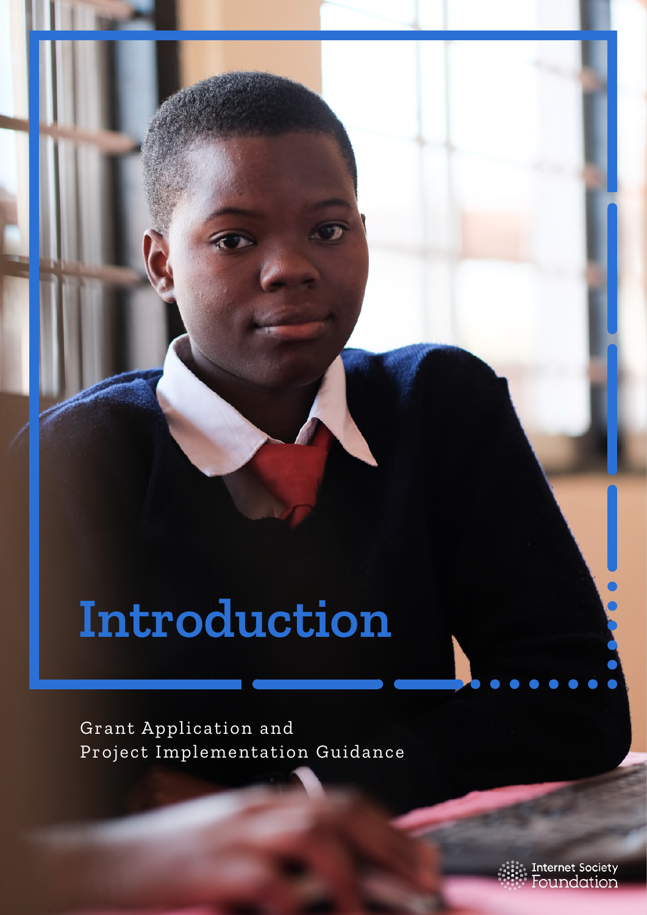# Introduction

Grant Application and Project Implementation Guidance

Internet Society Foundation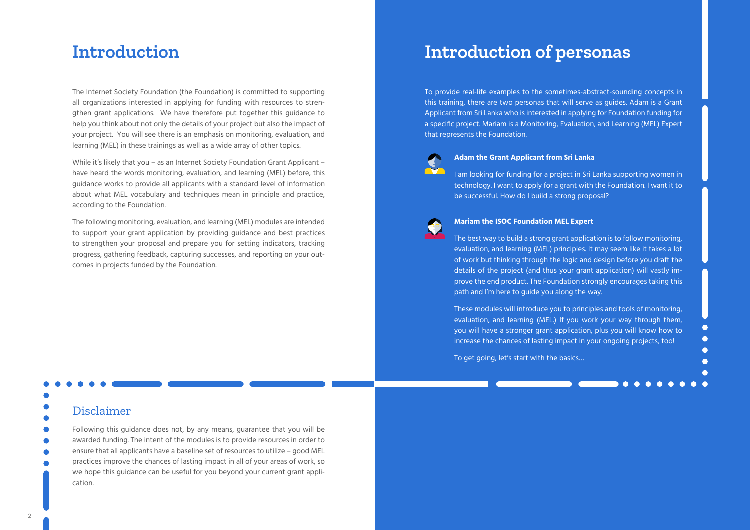# Introduction

The Internet Society Foundation (the Foundation) is committed to supporting all organizations interested in applying for funding with resources to strengthen grant applications. We have therefore put together this guidance to help you think about not only the details of your project but also the impact of your project. You will see there is an emphasis on monitoring, evaluation, and learning (MEL) in these trainings as well as a wide array of other topics.

While it's likely that you – as an Internet Society Foundation Grant Applicant – have heard the words monitoring, evaluation, and learning (MEL) before, this guidance works to provide all applicants with a standard level of information about what MEL vocabulary and techniques mean in principle and practice, according to the Foundation.

The following monitoring, evaluation, and learning (MEL) modules are intended to support your grant application by providing guidance and best practices to strengthen your proposal and prepare you for setting indicators, tracking progress, gathering feedback, capturing successes, and reporting on your outcomes in projects funded by the Foundation.

## Disclaimer

Following this guidance does not, by any means, guarantee that you will be awarded funding. The intent of the modules is to provide resources in order to ensure that all applicants have a baseline set of resources to utilize – good MEL practices improve the chances of lasting impact in all of your areas of work, so we hope this guidance can be useful for you beyond your current grant application.

# Introduction of personas

To provide real-life examples to the sometimes-abstract-sounding concepts in this training, there are two personas that will serve as guides. Adam is a Grant Applicant from Sri Lanka who is interested in applying for Foundation funding for a specific project. Mariam is a Monitoring, Evaluation, and Learning (MEL) Expert that represents the Foundation.

**Adam the Grant Applicant from Sri Lanka**

I am looking for funding for a project in Sri Lanka supporting women in technology. I want to apply for a grant with the Foundation. I want it to be successful. How do I build a strong proposal?

**Mariam the ISOC Foundation MEL Expert**

The best way to build a strong grant application is to follow monitoring, evaluation, and learning (MEL) principles. It may seem like it takes a lot of work but thinking through the logic and design before you draft the details of the project (and thus your grant application) will vastly improve the end product. The Foundation strongly encourages taking this path and I'm here to guide you along the way.

These modules will introduce you to principles and tools of monitoring, evaluation, and learning (MEL.) If you work your way through them, you will have a stronger grant application, plus you will know how to increase the chances of lasting impact in your ongoing projects, too!

To get going, let's start with the basics…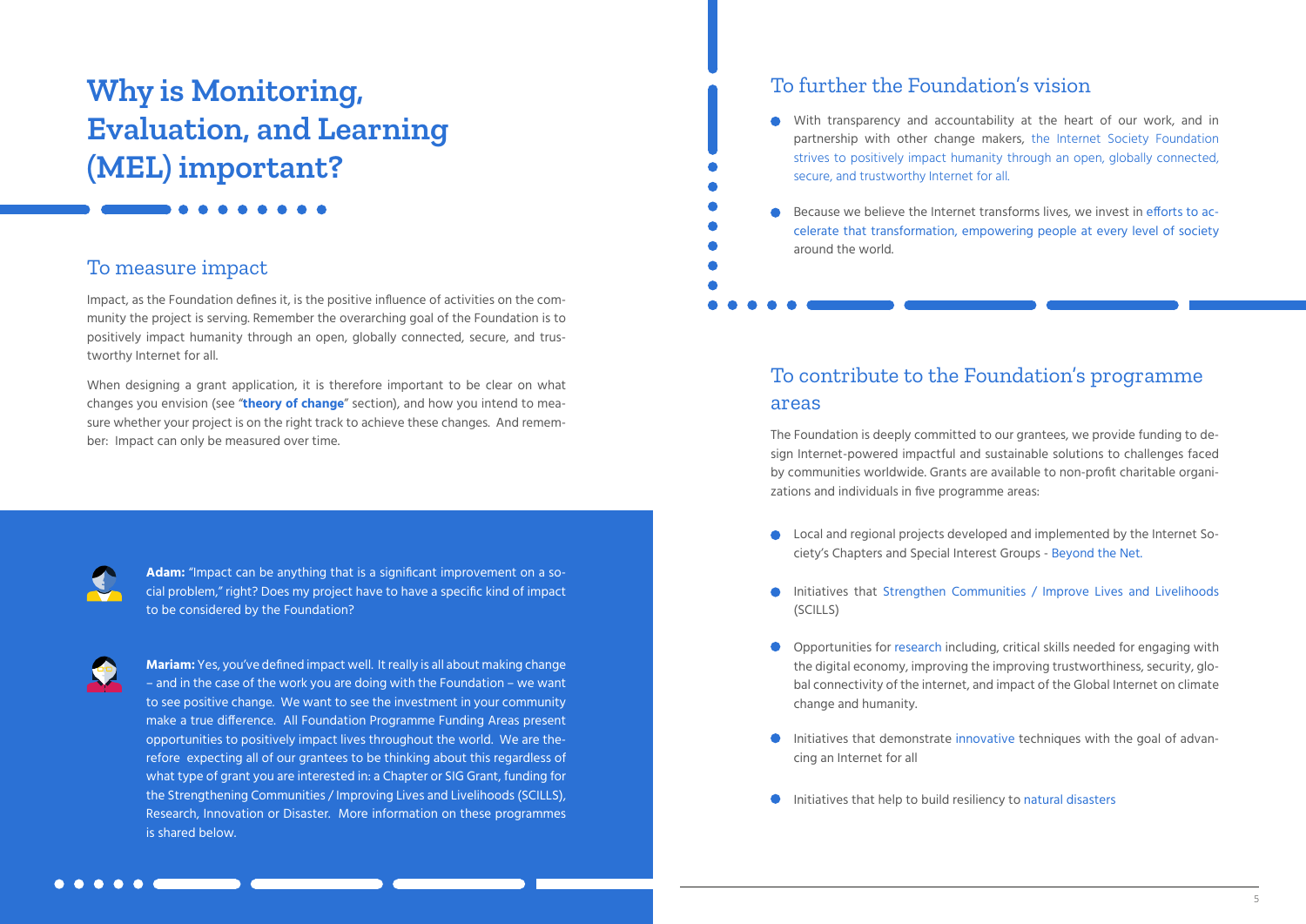# Why is Monitoring, Evaluation, and Learning (MEL) important?

## To measure impact

Impact, as the Foundation defines it, is the positive influence of activities on the community the project is serving. Remember the overarching goal of the Foundation is to positively impact humanity through an open, globally connected, secure, and trustworthy Internet for all.

When designing a grant application, it is therefore important to be clear on what changes you envision (see "**theory of change**" section), and how you intend to measure whether your project is on the right track to achieve these changes. And remember: Impact can only be measured over time.

**Adam:** "Impact can be anything that is a significant improvement on a social problem," right? Does my project have to have a specific kind of impact to be considered by the Foundation?

**Mariam:** Yes, you've defined impact well. It really is all about making change – and in the case of the work you are doing with the Foundation – we want to see positive change. We want to see the investment in your community make a true difference. All Foundation Programme Funding Areas present opportunities to positively impact lives throughout the world. We are therefore expecting all of our grantees to be thinking about this regardless of what type of grant you are interested in: a Chapter or SIG Grant, funding for the Strengthening Communities / Improving Lives and Livelihoods (SCILLS), Research, Innovation or Disaster. More information on these programmes is shared below.

## To further the Foundation's vision

- With transparency and accountability at the heart of our work, and in partnership with other change makers, the Internet Society Foundation strives to positively impact humanity through an open, globally connected, secure, and trustworthy Internet for all.
- Because we believe the Internet transforms lives, we invest in efforts to accelerate that transformation, empowering people at every level of society around the world.

## To contribute to the Foundation's programme areas

The Foundation is deeply committed to our grantees, we provide funding to design Internet-powered impactful and sustainable solutions to challenges faced by communities worldwide. Grants are available to non-profit charitable organizations and individuals in five programme areas:

- Local and regional projects developed and implemented by the Internet Society's Chapters and Special Interest Groups - Beyond the Net.
- Initiatives that Strengthen Communities / Improve Lives and Livelihoods (SCILLS)
- Opportunities for research including, critical skills needed for engaging with the digital economy, improving the improving trustworthiness, security, global connectivity of the internet, and impact of the Global Internet on climate change and humanity.
- Initiatives that demonstrate innovative techniques with the goal of advancing an Internet for all
- Initiatives that help to build resiliency to natural disasters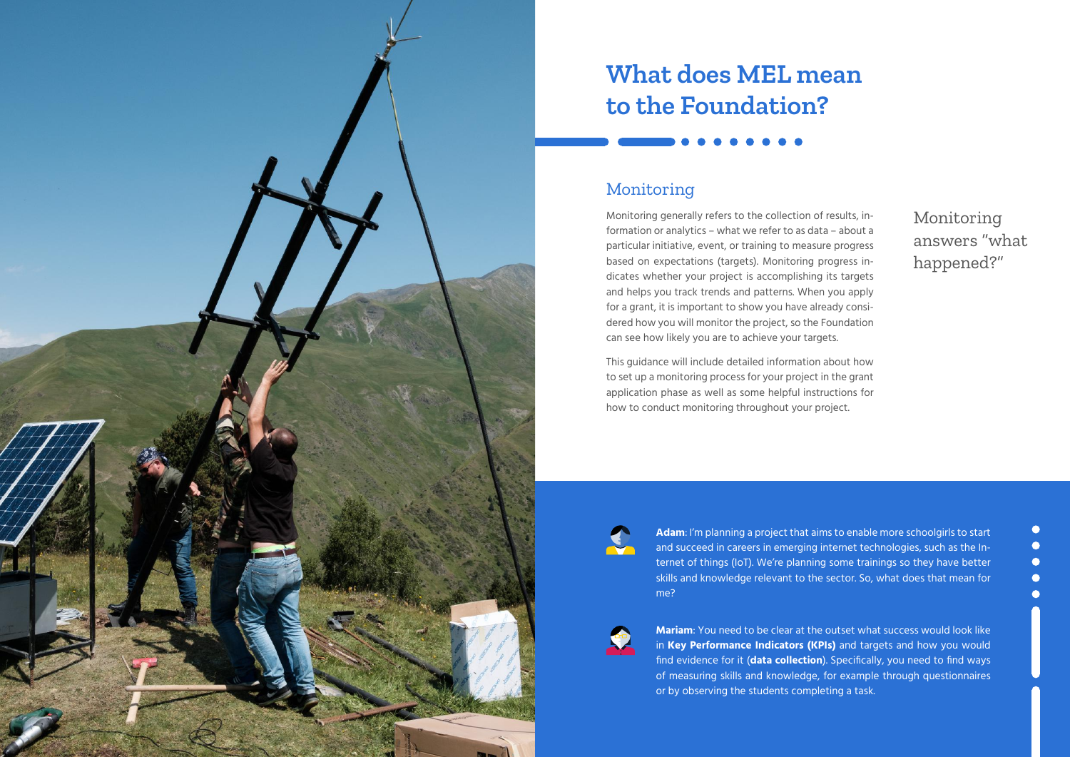# What does MEL mean to the Foundation?

## Monitoring

Monitoring generally refers to the collection of results, information or analytics – what we refer to as data – about a particular initiative, event, or training to measure progress based on expectations (targets). Monitoring progress indicates whether your project is accomplishing its targets and helps you track trends and patterns. When you apply for a grant, it is important to show you have already considered how you will monitor the project, so the Foundation can see how likely you are to achieve your targets.

This guidance will include detailed information about how to set up a monitoring process for your project in the grant application phase as well as some helpful instructions for how to conduct monitoring throughout your project.

Monitoring answers "what happened?"

**Adam**: I'm planning a project that aims to enable more schoolgirls to start and succeed in careers in emerging internet technologies, such as the Internet of things (IoT). We're planning some trainings so they have better skills and knowledge relevant to the sector. So, what does that mean for me?

**Mariam**: You need to be clear at the outset what success would look like in **Key Performance Indicators (KPIs)** and targets and how you would find evidence for it (**data collection**). Specifically, you need to find ways of measuring skills and knowledge, for example through questionnaires or by observing the students completing a task.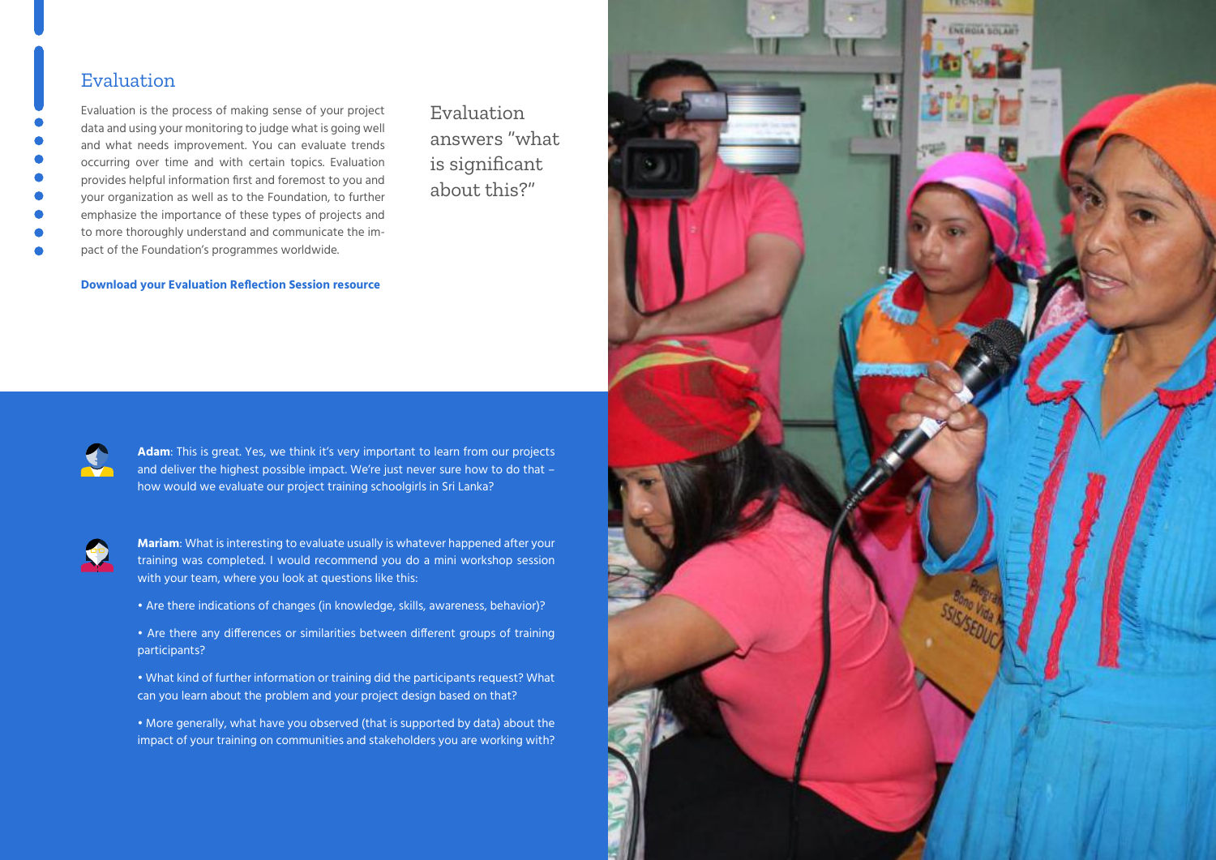## Evaluation

Evaluation is the process of making sense of your project data and using your monitoring to judge what is going well and what needs improvement. You can evaluate trends occurring over time and with certain topics. Evaluation provides helpful information first and foremost to you and your organization as well as to the Foundation, to further emphasize the importance of these types of projects and to more thoroughly understand and communicate the impact of the Foundation's programmes worldwide.

**Download your Evaluation Reflection Session resource**

Evaluation answers "what is significant about this?"

**Adam**: This is great. Yes, we think it's very important to learn from our projects and deliver the highest possible impact. We're just never sure how to do that – how would we evaluate our project training schoolgirls in Sri Lanka?

**Mariam**: What is interesting to evaluate usually is whatever happened after your training was completed. I would recommend you do a mini workshop session with your team, where you look at questions like this:

- Are there indications of changes (in knowledge, skills, awareness, behavior)?
- Are there any differences or similarities between different groups of training participants?
- What kind of further information or training did the participants request? What can you learn about the problem and your project design based on that?
- More generally, what have you observed (that is supported by data) about the impact of your training on communities and stakeholders you are working with?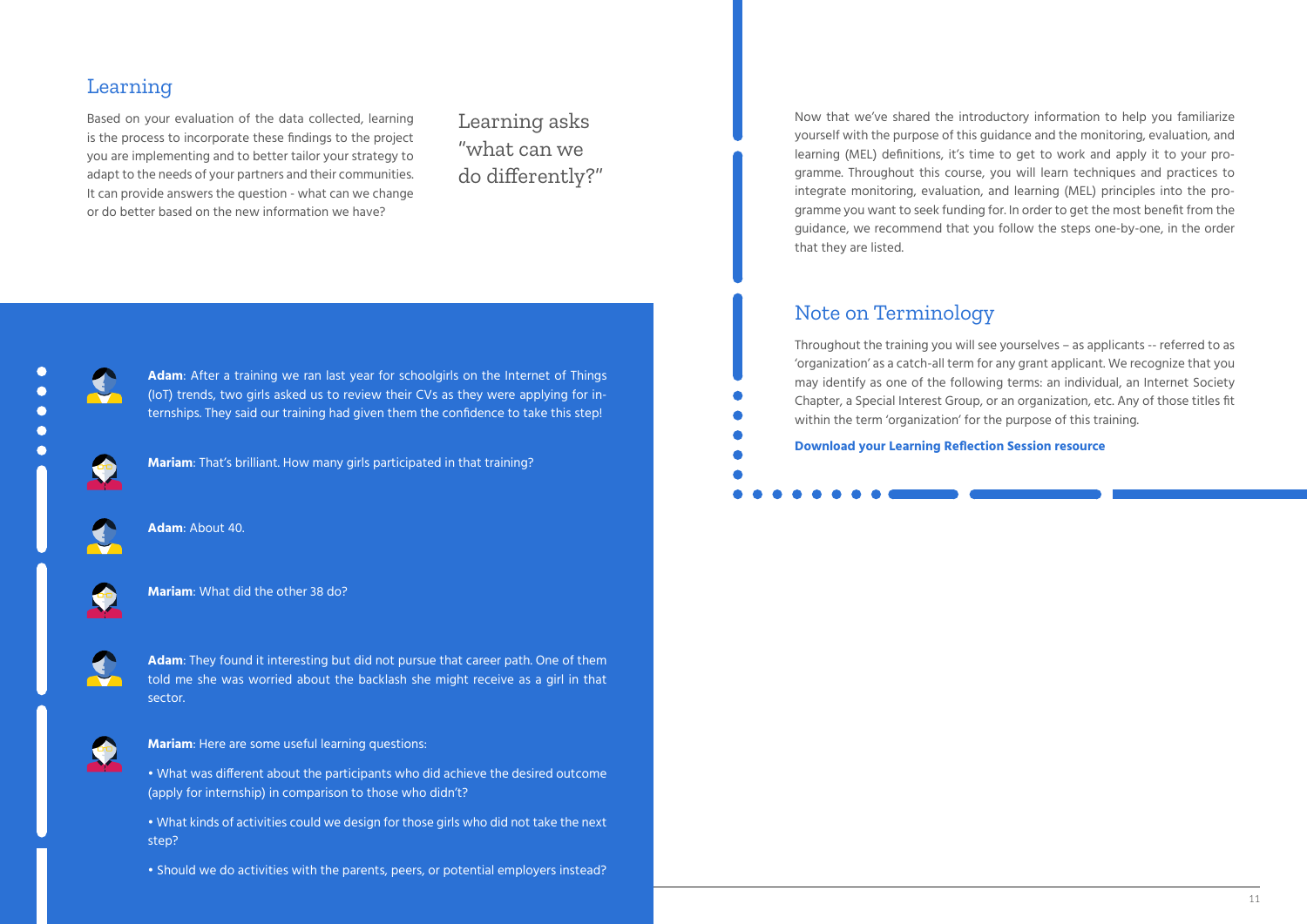## Learning

Based on your evaluation of the data collected, learning is the process to incorporate these findings to the project you are implementing and to better tailor your strategy to adapt to the needs of your partners and their communities. It can provide answers the question - what can we change or do better based on the new information we have?

Learning asks "what can we do differently?"

**Adam**: After a training we ran last year for schoolgirls on the Internet of Things (IoT) trends, two girls asked us to review their CVs as they were applying for internships. They said our training had given them the confidence to take this step!

**Mariam**: That's brilliant. How many girls participated in that training?

**Adam**: About 40.

**Mariam**: What did the other 38 do?

**Adam**: They found it interesting but did not pursue that career path. One of them told me she was worried about the backlash she might receive as a girl in that sector.

**Mariam**: Here are some useful learning questions:

- What was different about the participants who did achieve the desired outcome (apply for internship) in comparison to those who didn't?
- What kinds of activities could we design for those girls who did not take the next step?
- Should we do activities with the parents, peers, or potential employers instead?

Now that we've shared the introductory information to help you familiarize yourself with the purpose of this guidance and the monitoring, evaluation, and learning (MEL) definitions, it's time to get to work and apply it to your programme. Throughout this course, you will learn techniques and practices to integrate monitoring, evaluation, and learning (MEL) principles into the programme you want to seek funding for. In order to get the most benefit from the guidance, we recommend that you follow the steps one-by-one, in the order that they are listed.

## Note on Terminology

Throughout the training you will see yourselves – as applicants -- referred to as 'organization' as a catch-all term for any grant applicant. We recognize that you may identify as one of the following terms: an individual, an Internet Society Chapter, a Special Interest Group, or an organization, etc. Any of those titles fit within the term 'organization' for the purpose of this training.

**Download your Learning Reflection Session resource**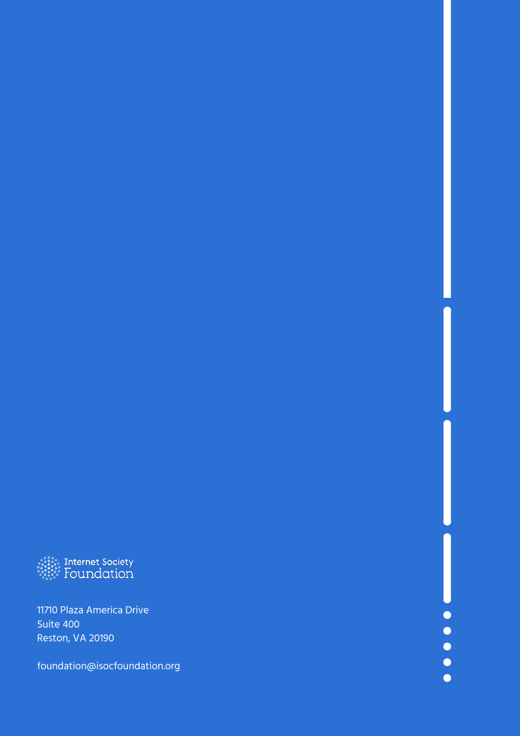Internet Society Foundation

11710 Plaza America Drive
Suite 400
Reston, VA 20190

foundation@isocfoundation.org